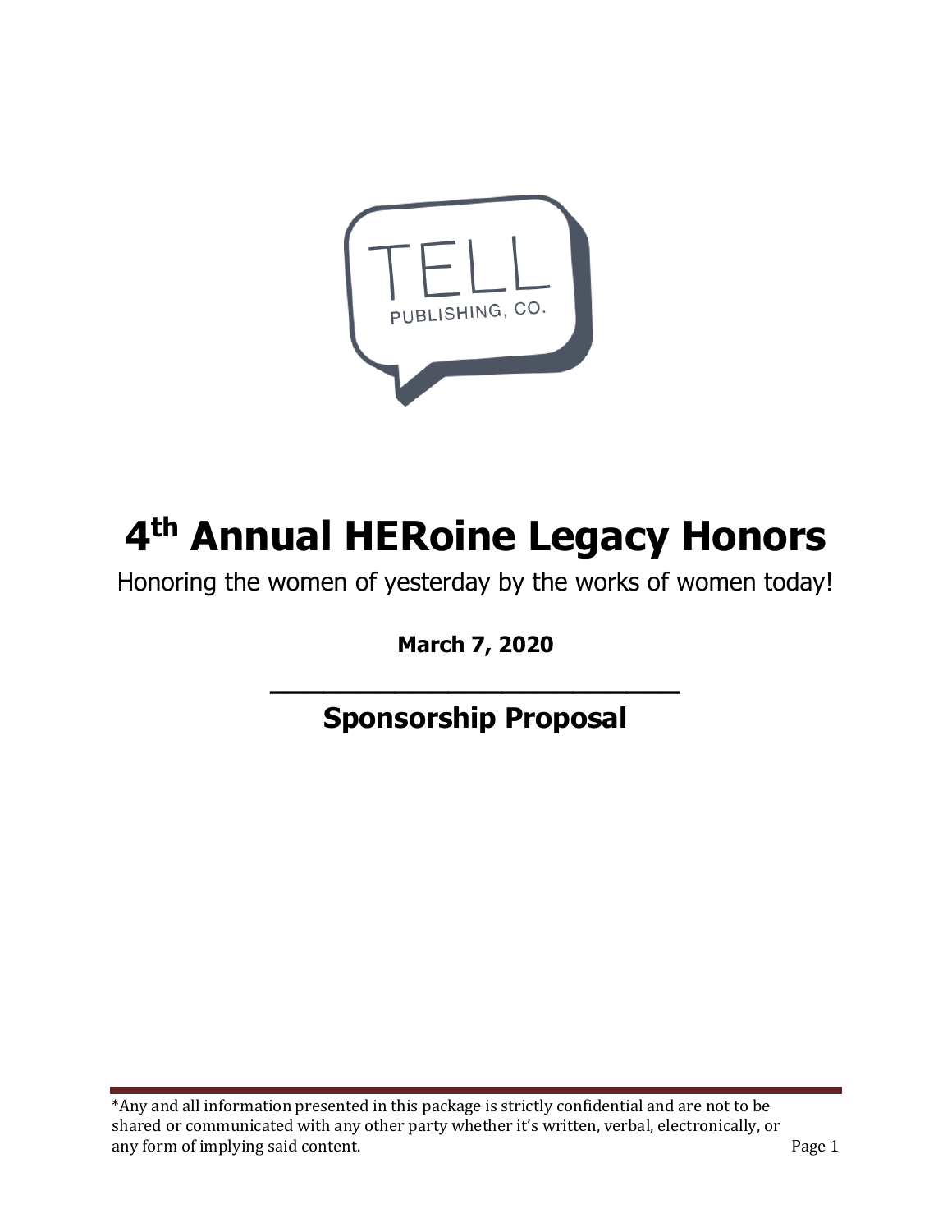TELL

PUBLISHING, CO.

# 4th Annual HERoine Legacy Honors

Honoring the women of yesterday by the works of women today!

**March 7, 2020**

## Sponsorship Proposal

*Any and all information presented in this package is strictly confidential and are not to be shared or communicated with any other party whether it's written, verbal, electronically, or any form of implying said content.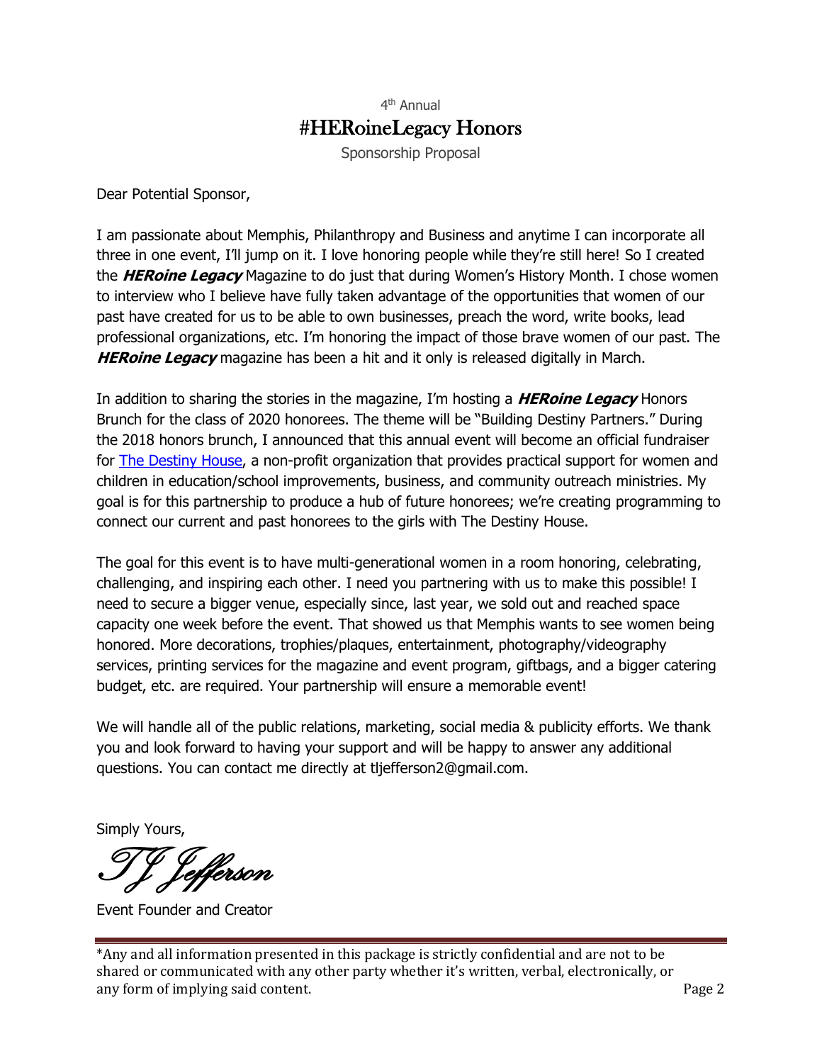4th Annual

# #HERoineLegacy Honors

Sponsorship Proposal

Dear Potential Sponsor,

I am passionate about Memphis, Philanthropy and Business and anytime I can incorporate all three in one event, I'll jump on it. I love honoring people while they're still here! So I created the ***HERoine Legacy*** Magazine to do just that during Women's History Month. I chose women to interview who I believe have fully taken advantage of the opportunities that women of our past have created for us to be able to own businesses, preach the word, write books, lead professional organizations, etc. I'm honoring the impact of those brave women of our past. The ***HERoine Legacy*** magazine has been a hit and it only is released digitally in March.

In addition to sharing the stories in the magazine, I'm hosting a ***HERoine Legacy*** Honors Brunch for the class of 2020 honorees. The theme will be "Building Destiny Partners." During the 2018 honors brunch, I announced that this annual event will become an official fundraiser for The Destiny House, a non-profit organization that provides practical support for women and children in education/school improvements, business, and community outreach ministries. My goal is for this partnership to produce a hub of future honorees; we're creating programming to connect our current and past honorees to the girls with The Destiny House.

The goal for this event is to have multi-generational women in a room honoring, celebrating, challenging, and inspiring each other. I need you partnering with us to make this possible! I need to secure a bigger venue, especially since, last year, we sold out and reached space capacity one week before the event. That showed us that Memphis wants to see women being honored. More decorations, trophies/plaques, entertainment, photography/videography services, printing services for the magazine and event program, giftbags, and a bigger catering budget, etc. are required. Your partnership will ensure a memorable event!

We will handle all of the public relations, marketing, social media & publicity efforts. We thank you and look forward to having your support and will be happy to answer any additional questions. You can contact me directly at tljefferson2@gmail.com.

Simply Yours,

*TJ Jefferson*

Event Founder and Creator

*Any and all information presented in this package is strictly confidential and are not to be shared or communicated with any other party whether it's written, verbal, electronically, or any form of implying said content.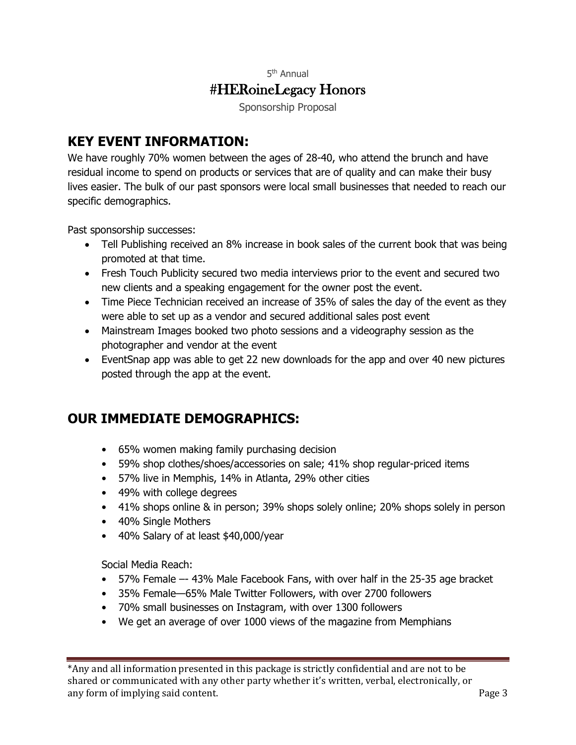## KEY EVENT INFORMATION:

We have roughly 70% women between the ages of 28-40, who attend the brunch and have residual income to spend on products or services that are of quality and can make their busy lives easier. The bulk of our past sponsors were local small businesses that needed to reach our specific demographics.

Past sponsorship successes:

- Tell Publishing received an 8% increase in book sales of the current book that was being promoted at that time.
- Fresh Touch Publicity secured two media interviews prior to the event and secured two new clients and a speaking engagement for the owner post the event.
- Time Piece Technician received an increase of 35% of sales the day of the event as they were able to set up as a vendor and secured additional sales post event
- Mainstream Images booked two photo sessions and a videography session as the photographer and vendor at the event
- EventSnap app was able to get 22 new downloads for the app and over 40 new pictures posted through the app at the event.

## OUR IMMEDIATE DEMOGRAPHICS:

- 65% women making family purchasing decision
- 59% shop clothes/shoes/accessories on sale; 41% shop regular-priced items
- 57% live in Memphis, 14% in Atlanta, 29% other cities
- 49% with college degrees
- 41% shops online & in person; 39% shops solely online; 20% shops solely in person
- 40% Single Mothers
- 40% Salary of at least $40,000/year

Social Media Reach:

- 57% Female –- 43% Male Facebook Fans, with over half in the 25-35 age bracket
- 35% Female—65% Male Twitter Followers, with over 2700 followers
- 70% small businesses on Instagram, with over 1300 followers
- We get an average of over 1000 views of the magazine from Memphians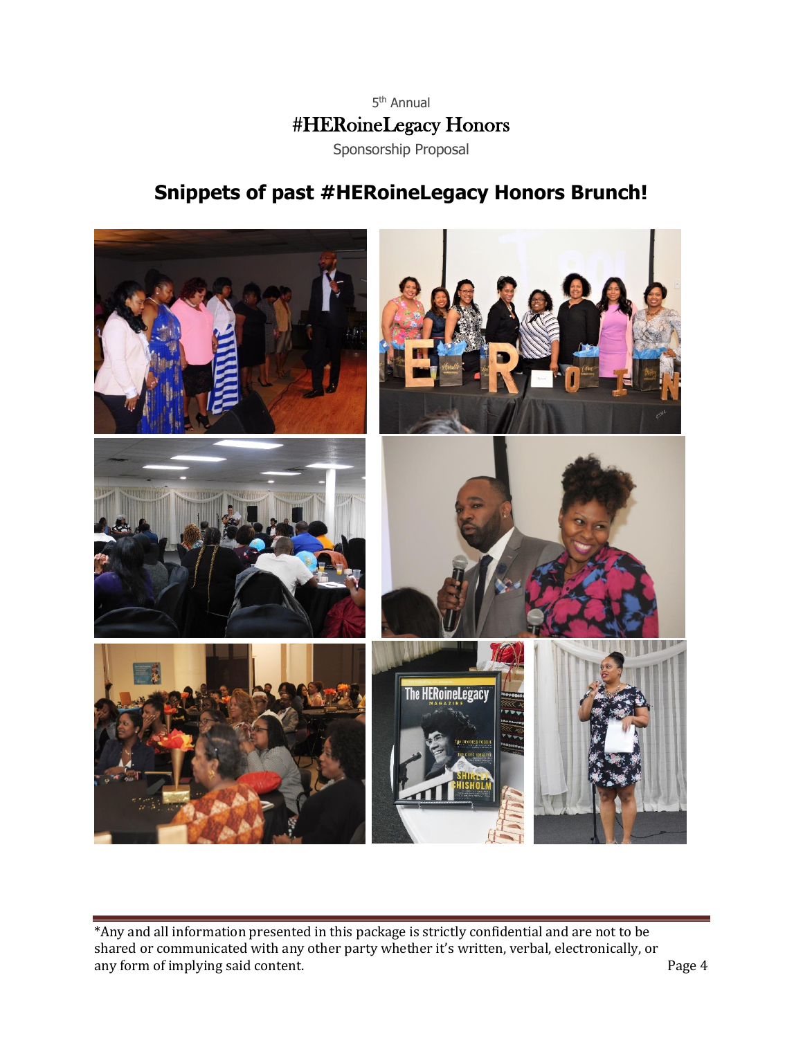5th Annual

#HERoineLegacy Honors

Sponsorship Proposal

# Snippets of past #HERoineLegacy Honors Brunch!

*Any and all information presented in this package is strictly confidential and are not to be shared or communicated with any other party whether it's written, verbal, electronically, or any form of implying said content.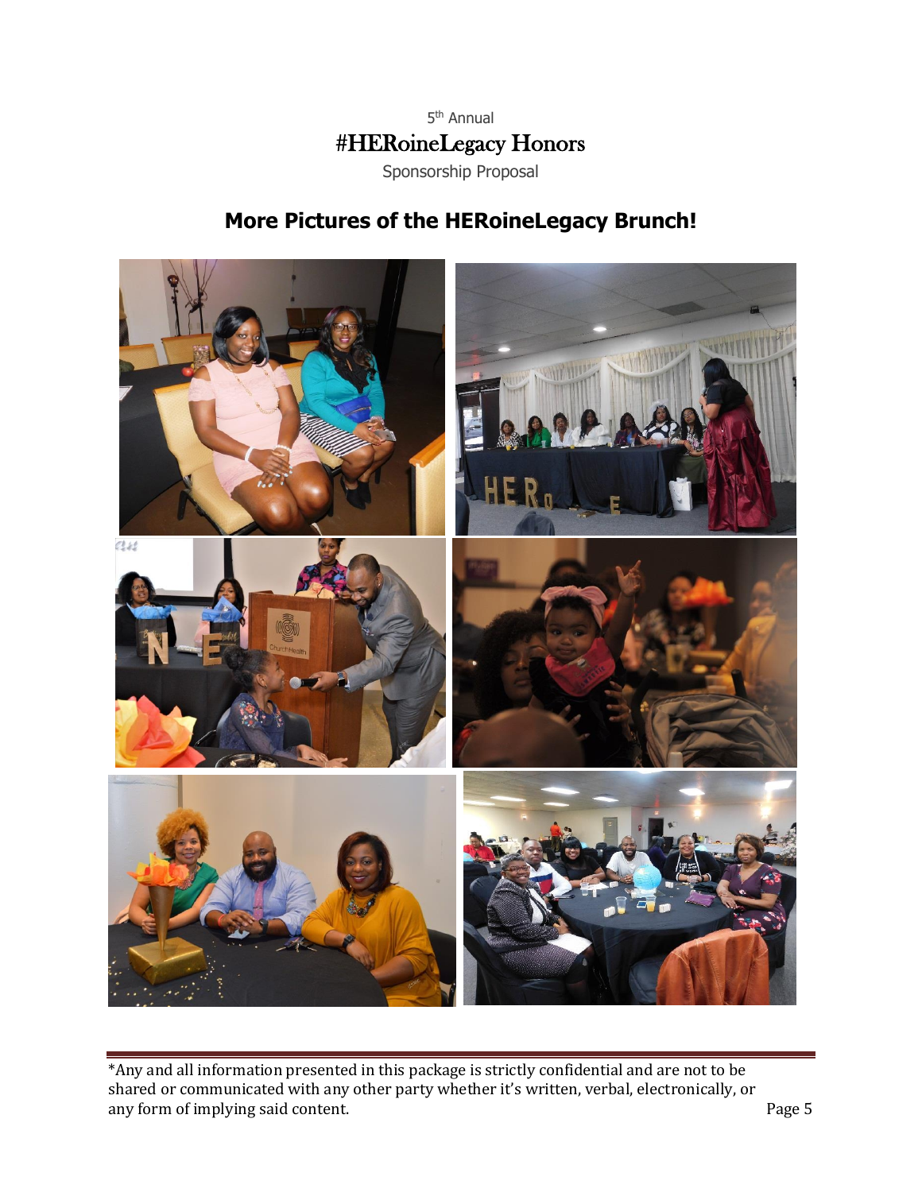5th Annual

# #HERoineLegacy Honors

Sponsorship Proposal

## More Pictures of the HERoineLegacy Brunch!

*Any and all information presented in this package is strictly confidential and are not to be shared or communicated with any other party whether it's written, verbal, electronically, or any form of implying said content.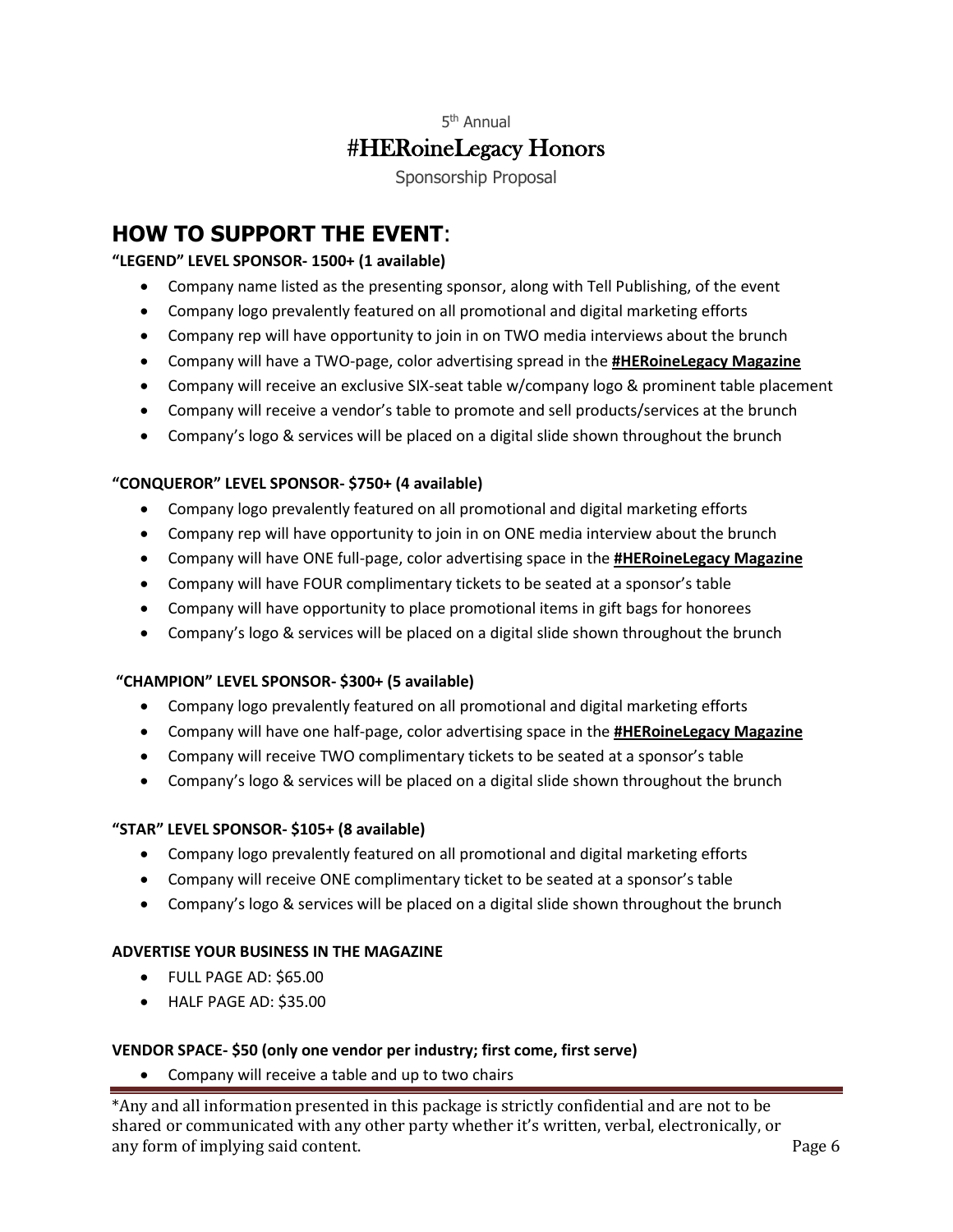5th Annual

# #HERoineLegacy Honors

Sponsorship Proposal

## HOW TO SUPPORT THE EVENT:

**"LEGEND" LEVEL SPONSOR- 1500+ (1 available)**

- Company name listed as the presenting sponsor, along with Tell Publishing, of the event
- Company logo prevalently featured on all promotional and digital marketing efforts
- Company rep will have opportunity to join in on TWO media interviews about the brunch
- Company will have a TWO-page, color advertising spread in the **#HERoineLegacy Magazine**
- Company will receive an exclusive SIX-seat table w/company logo & prominent table placement
- Company will receive a vendor's table to promote and sell products/services at the brunch
- Company's logo & services will be placed on a digital slide shown throughout the brunch

**"CONQUEROR" LEVEL SPONSOR- $750+ (4 available)**

- Company logo prevalently featured on all promotional and digital marketing efforts
- Company rep will have opportunity to join in on ONE media interview about the brunch
- Company will have ONE full-page, color advertising space in the **#HERoineLegacy Magazine**
- Company will have FOUR complimentary tickets to be seated at a sponsor's table
- Company will have opportunity to place promotional items in gift bags for honorees
- Company's logo & services will be placed on a digital slide shown throughout the brunch

**"CHAMPION" LEVEL SPONSOR- $300+ (5 available)**

- Company logo prevalently featured on all promotional and digital marketing efforts
- Company will have one half-page, color advertising space in the **#HERoineLegacy Magazine**
- Company will receive TWO complimentary tickets to be seated at a sponsor's table
- Company's logo & services will be placed on a digital slide shown throughout the brunch

**"STAR" LEVEL SPONSOR- $105+ (8 available)**

- Company logo prevalently featured on all promotional and digital marketing efforts
- Company will receive ONE complimentary ticket to be seated at a sponsor's table
- Company's logo & services will be placed on a digital slide shown throughout the brunch

**ADVERTISE YOUR BUSINESS IN THE MAGAZINE**

- FULL PAGE AD: $65.00
- HALF PAGE AD: $35.00

**VENDOR SPACE- $50 (only one vendor per industry; first come, first serve)**

- Company will receive a table and up to two chairs

*Any and all information presented in this package is strictly confidential and are not to be shared or communicated with any other party whether it's written, verbal, electronically, or any form of implying said content.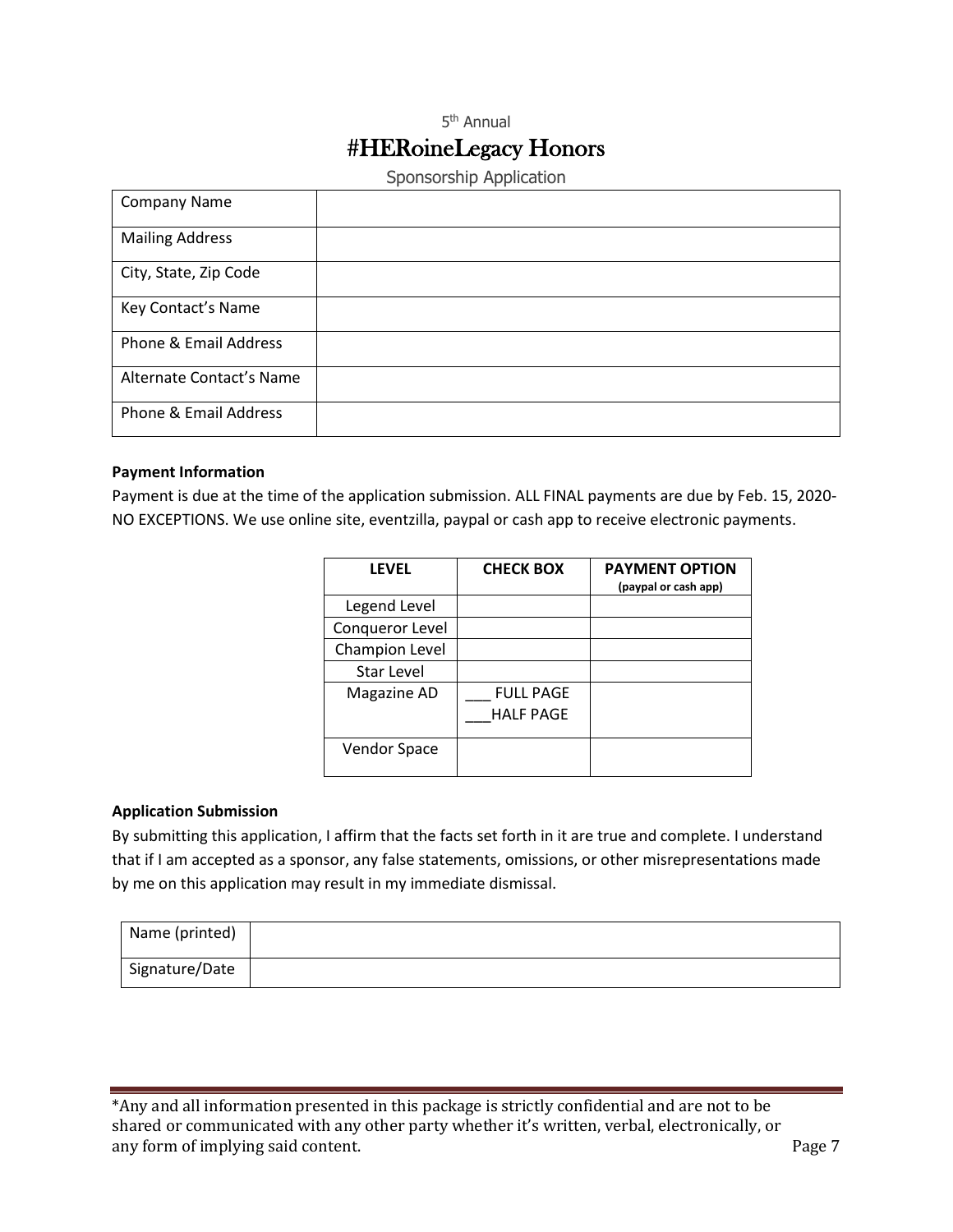5th Annual

# #HERoineLegacy Honors

Sponsorship Application

| | |
|---|---|
| Company Name | |
| Mailing Address | |
| City, State, Zip Code | |
| Key Contact's Name | |
| Phone & Email Address | |
| Alternate Contact's Name | |
| Phone & Email Address | |

**Payment Information**

Payment is due at the time of the application submission. ALL FINAL payments are due by Feb. 15, 2020- NO EXCEPTIONS. We use online site, eventzilla, paypal or cash app to receive electronic payments.

| LEVEL | CHECK BOX | PAYMENT OPTION (paypal or cash app) |
|---|---|---|
| Legend Level | | |
| Conqueror Level | | |
| Champion Level | | |
| Star Level | | |
| Magazine AD | ___ FULL PAGE<br>___HALF PAGE | |
| Vendor Space | | |

**Application Submission**

By submitting this application, I affirm that the facts set forth in it are true and complete. I understand that if I am accepted as a sponsor, any false statements, omissions, or other misrepresentations made by me on this application may result in my immediate dismissal.

| | |
|---|---|
| Name (printed) | |
| Signature/Date | |

*Any and all information presented in this package is strictly confidential and are not to be shared or communicated with any other party whether it's written, verbal, electronically, or any form of implying said content.